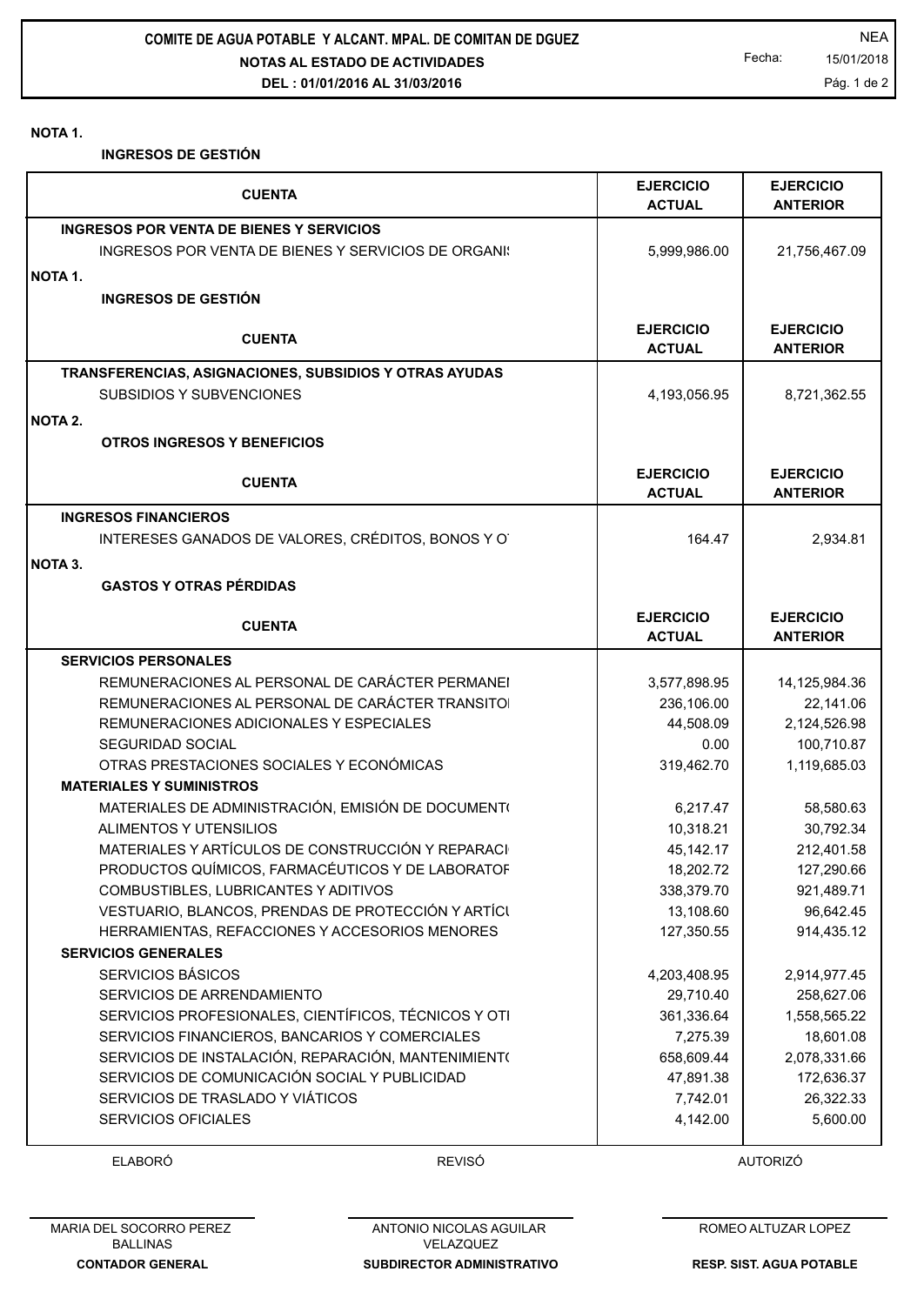**COMITE DE AGUA POTABLE Y ALCANT. MPAL. DE COMITAN DE DGUEZ**

**NOTAS AL ESTADO DE ACTIVIDADES**

**DEL : 01/01/2016 AL 31/03/2016**

NEA

Fecha: 15/01/2018

**NOTA 1.**

**INGRESOS DE GESTIÓN**

| CUENTA | EJERCICIO ACTUAL | EJERCICIO ANTERIOR |
|---|---|---|
| **INGRESOS POR VENTA DE BIENES Y SERVICIOS** | | |
| INGRESOS POR VENTA DE BIENES Y SERVICIOS DE ORGANI: | 5,999,986.00 | 21,756,467.09 |

**NOTA 1.**

**INGRESOS DE GESTIÓN**

| CUENTA | EJERCICIO ACTUAL | EJERCICIO ANTERIOR |
|---|---|---|
| **TRANSFERENCIAS, ASIGNACIONES, SUBSIDIOS Y OTRAS AYUDAS** | | |
| SUBSIDIOS Y SUBVENCIONES | 4,193,056.95 | 8,721,362.55 |

**NOTA 2.**

**OTROS INGRESOS Y BENEFICIOS**

| CUENTA | EJERCICIO ACTUAL | EJERCICIO ANTERIOR |
|---|---|---|
| **INGRESOS FINANCIEROS** | | |
| INTERESES GANADOS DE VALORES, CRÉDITOS, BONOS Y O | 164.47 | 2,934.81 |

**NOTA 3.**

**GASTOS Y OTRAS PÉRDIDAS**

| CUENTA | EJERCICIO ACTUAL | EJERCICIO ANTERIOR |
|---|---|---|
| **SERVICIOS PERSONALES** | | |
| REMUNERACIONES AL PERSONAL DE CARÁCTER PERMANEI | 3,577,898.95 | 14,125,984.36 |
| REMUNERACIONES AL PERSONAL DE CARÁCTER TRANSITOI | 236,106.00 | 22,141.06 |
| REMUNERACIONES ADICIONALES Y ESPECIALES | 44,508.09 | 2,124,526.98 |
| SEGURIDAD SOCIAL | 0.00 | 100,710.87 |
| OTRAS PRESTACIONES SOCIALES Y ECONÓMICAS | 319,462.70 | 1,119,685.03 |
| **MATERIALES Y SUMINISTROS** | | |
| MATERIALES DE ADMINISTRACIÓN, EMISIÓN DE DOCUMENT( | 6,217.47 | 58,580.63 |
| ALIMENTOS Y UTENSILIOS | 10,318.21 | 30,792.34 |
| MATERIALES Y ARTÍCULOS DE CONSTRUCCIÓN Y REPARACI | 45,142.17 | 212,401.58 |
| PRODUCTOS QUÍMICOS, FARMACÉUTICOS Y DE LABORATOF | 18,202.72 | 127,290.66 |
| COMBUSTIBLES, LUBRICANTES Y ADITIVOS | 338,379.70 | 921,489.71 |
| VESTUARIO, BLANCOS, PRENDAS DE PROTECCIÓN Y ARTÍCI | 13,108.60 | 96,642.45 |
| HERRAMIENTAS, REFACCIONES Y ACCESORIOS MENORES | 127,350.55 | 914,435.12 |
| **SERVICIOS GENERALES** | | |
| SERVICIOS BÁSICOS | 4,203,408.95 | 2,914,977.45 |
| SERVICIOS DE ARRENDAMIENTO | 29,710.40 | 258,627.06 |
| SERVICIOS PROFESIONALES, CIENTÍFICOS, TÉCNICOS Y OTI | 361,336.64 | 1,558,565.22 |
| SERVICIOS FINANCIEROS, BANCARIOS Y COMERCIALES | 7,275.39 | 18,601.08 |
| SERVICIOS DE INSTALACIÓN, REPARACIÓN, MANTENIMIENT( | 658,609.44 | 2,078,331.66 |
| SERVICIOS DE COMUNICACIÓN SOCIAL Y PUBLICIDAD | 47,891.38 | 172,636.37 |
| SERVICIOS DE TRASLADO Y VIÁTICOS | 7,742.01 | 26,322.33 |
| SERVICIOS OFICIALES | 4,142.00 | 5,600.00 |

| ELABORÓ | REVISÓ | AUTORIZÓ |
|---|---|---|
| MARIA DEL SOCORRO PEREZ BALLINAS | ANTONIO NICOLAS AGUILAR VELAZQUEZ | ROMEO ALTUZAR LOPEZ |
| **CONTADOR GENERAL** | **SUBDIRECTOR ADMINISTRATIVO** | **RESP. SIST. AGUA POTABLE** |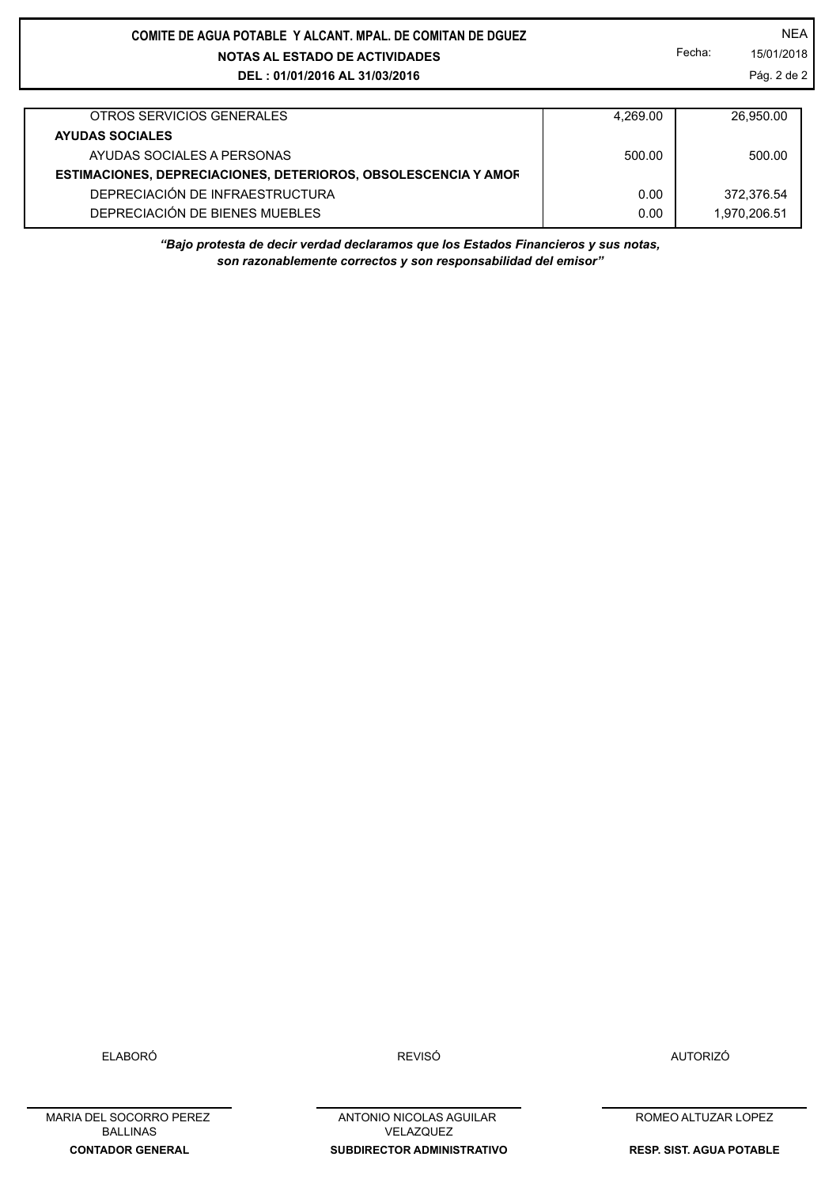**COMITE DE AGUA POTABLE Y ALCANT. MPAL. DE COMITAN DE DGUEZ**

**NOTAS AL ESTADO DE ACTIVIDADES**

**DEL : 01/01/2016 AL 31/03/2016**

NEA

Fecha: 15/01/2018

| | | |
|---|---|---|
| OTROS SERVICIOS GENERALES | 4,269.00 | 26,950.00 |
| **AYUDAS SOCIALES** | | |
| AYUDAS SOCIALES A PERSONAS | 500.00 | 500.00 |
| **ESTIMACIONES, DEPRECIACIONES, DETERIOROS, OBSOLESCENCIA Y AMOR** | | |
| DEPRECIACIÓN DE INFRAESTRUCTURA | 0.00 | 372,376.54 |
| DEPRECIACIÓN DE BIENES MUEBLES | 0.00 | 1,970,206.51 |

***"Bajo protesta de decir verdad declaramos que los Estados Financieros y sus notas, son razonablemente correctos y son responsabilidad del emisor"***

| ELABORÓ | REVISÓ | AUTORIZÓ |
|---|---|---|
| MARIA DEL SOCORRO PEREZ BALLINAS | ANTONIO NICOLAS AGUILAR VELAZQUEZ | ROMEO ALTUZAR LOPEZ |
| **CONTADOR GENERAL** | **SUBDIRECTOR ADMINISTRATIVO** | **RESP. SIST. AGUA POTABLE** |